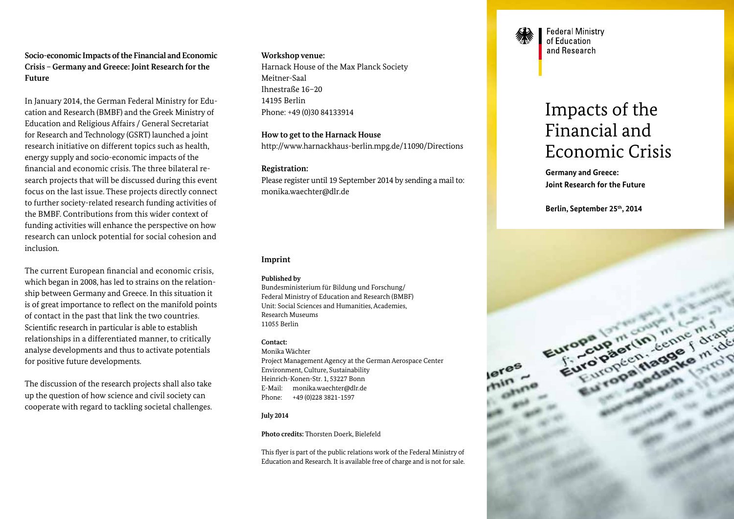## Socio-economic Impacts of the Financial and Economic Crisis – Germany and Greece: Joint Research for the Future

In January 2014, the German Federal Ministry for Education and Research (BMBF) and the Greek Ministry of Education and Religious Affairs / General Secretariat for Research and Technology (GSRT) launched a joint research initiative on different topics such as health, energy supply and socio-economic impacts of the financial and economic crisis. The three bilateral research projects that will be discussed during this event focus on the last issue. These projects directly connect to further society-related research funding activities of the BMBF. Contributions from this wider context of funding activities will enhance the perspective on how research can unlock potential for social cohesion and inclusion.

The current European financial and economic crisis, which began in 2008, has led to strains on the relationship between Germany and Greece. In this situation it is of great importance to reflect on the manifold points of contact in the past that link the two countries. Scientific research in particular is able to establish relationships in a differentiated manner, to critically analyse developments and thus to activate potentials for positive future developments.

The discussion of the research projects shall also take up the question of how science and civil society can cooperate with regard to tackling societal challenges.

**Workshop venue:**
Harnack House of the Max Planck Society
Meitner-Saal
Ihnestraße 16–20
14195 Berlin
Phone: +49 (0)30 84133914

**How to get to the Harnack House**
http://www.harnackhaus-berlin.mpg.de/11090/Directions

**Registration:**
Please register until 19 September 2014 by sending a mail to: monika.waechter@dlr.de

### Imprint

**Published by**
Bundesministerium für Bildung und Forschung/
Federal Ministry of Education and Research (BMBF)
Unit: Social Sciences and Humanities, Academies, Research Museums
11055 Berlin

**Contact:**
Monika Wächter
Project Management Agency at the German Aerospace Center
Environment, Culture, Sustainability
Heinrich-Konen-Str. 1, 53227 Bonn
E-Mail: monika.waechter@dlr.de
Phone: +49 (0)228 3821-1597

**July 2014**

**Photo credits:** Thorsten Doerk, Bielefeld

This flyer is part of the public relations work of the Federal Ministry of Education and Research. It is available free of charge and is not for sale.

Federal Ministry of Education and Research

# Impacts of the Financial and Economic Crisis

**Germany and Greece: Joint Research for the Future**

**Berlin, September 25th, 2014**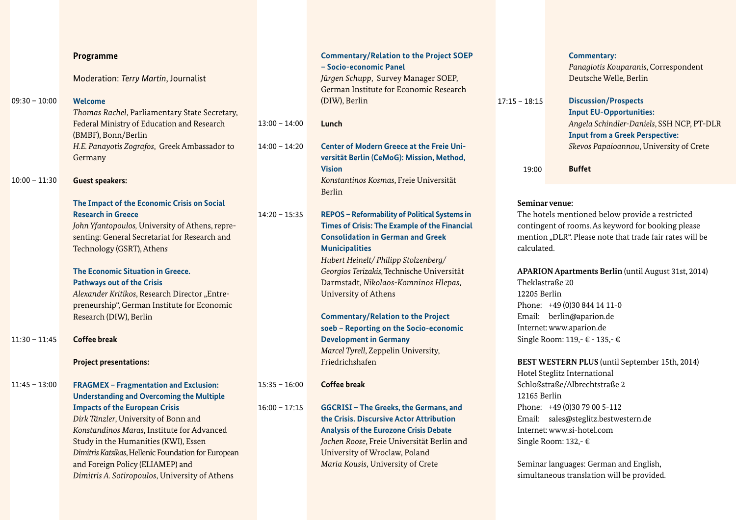## Programme

Moderation: *Terry Martin*, Journalist

09:30 – 10:00 **Welcome**
*Thomas Rachel*, Parliamentary State Secretary, Federal Ministry of Education and Research (BMBF), Bonn/Berlin
*H.E. Panayotis Zografos*, Greek Ambassador to Germany

10:00 – 11:30 **Guest speakers:**

**The Impact of the Economic Crisis on Social Research in Greece**
*John Yfantopoulos,* University of Athens, representing: General Secretariat for Research and Technology (GSRT), Athens

**The Economic Situation in Greece. Pathways out of the Crisis**
*Alexander Kritikos*, Research Director „Entrepreneurship", German Institute for Economic Research (DIW), Berlin

11:30 – 11:45 **Coffee break**

**Project presentations:**

11:45 – 13:00 **FRAGMEX – Fragmentation and Exclusion: Understanding and Overcoming the Multiple Impacts of the European Crisis**
*Dirk Tänzler*, University of Bonn and
*Konstandinos Maras*, Institute for Advanced Study in the Humanities (KWI), Essen
*Dimitris Katsikas*, Hellenic Foundation for European and Foreign Policy (ELIAMEP) and
*Dimitris A. Sotiropoulos*, University of Athens

**Commentary/Relation to the Project SOEP – Socio-economic Panel**
*Jürgen Schupp*, Survey Manager SOEP, German Institute for Economic Research (DIW), Berlin

13:00 – 14:00 **Lunch**

14:00 – 14:20 **Center of Modern Greece at the Freie Universität Berlin (CeMoG): Mission, Method, Vision**
*Konstantinos Kosmas*, Freie Universität Berlin

14:20 – 15:35 **REPOS – Reformability of Political Systems in Times of Crisis: The Example of the Financial Consolidation in German and Greek Municipalities**
*Hubert Heinelt/ Philipp Stolzenberg/ Georgios Terizakis*, Technische Universität Darmstadt, *Nikolaos-Komninos Hlepas*, University of Athens

**Commentary/Relation to the Project soeb – Reporting on the Socio-economic Development in Germany**
*Marcel Tyrell*, Zeppelin University, Friedrichshafen

15:35 – 16:00 **Coffee break**

16:00 – 17:15 **GGCRISI – The Greeks, the Germans, and the Crisis. Discursive Actor Attribution Analysis of the Eurozone Crisis Debate**
*Jochen Roose*, Freie Universität Berlin and University of Wroclaw, Poland
*Maria Kousis*, University of Crete

**Commentary:**
*Panagiotis Kouparanis*, Correspondent Deutsche Welle, Berlin

17:15 – 18:15 **Discussion/Prospects**
**Input EU-Opportunities:**
*Angela Schindler-Daniels*, SSH NCP, PT-DLR
**Input from a Greek Perspective:**
*Skevos Papaioannou*, University of Crete

19:00 **Buffet**

**Seminar venue:**
The hotels mentioned below provide a restricted contingent of rooms. As keyword for booking please mention „DLR". Please note that trade fair rates will be calculated.

**APARION Apartments Berlin** (until August 31st, 2014)
Theklastraße 20
12205 Berlin
Phone: +49 (0)30 844 14 11-0
Email: berlin@aparion.de
Internet: www.aparion.de
Single Room: 119,- € - 135,- €

**BEST WESTERN PLUS** (until September 15th, 2014)
Hotel Steglitz International
Schloßstraße/Albrechtstraße 2
12165 Berlin
Phone: +49 (0)30 79 00 5-112
Email: sales@steglitz.bestwestern.de
Internet: www.si-hotel.com
Single Room: 132,- €

Seminar languages: German and English, simultaneous translation will be provided.